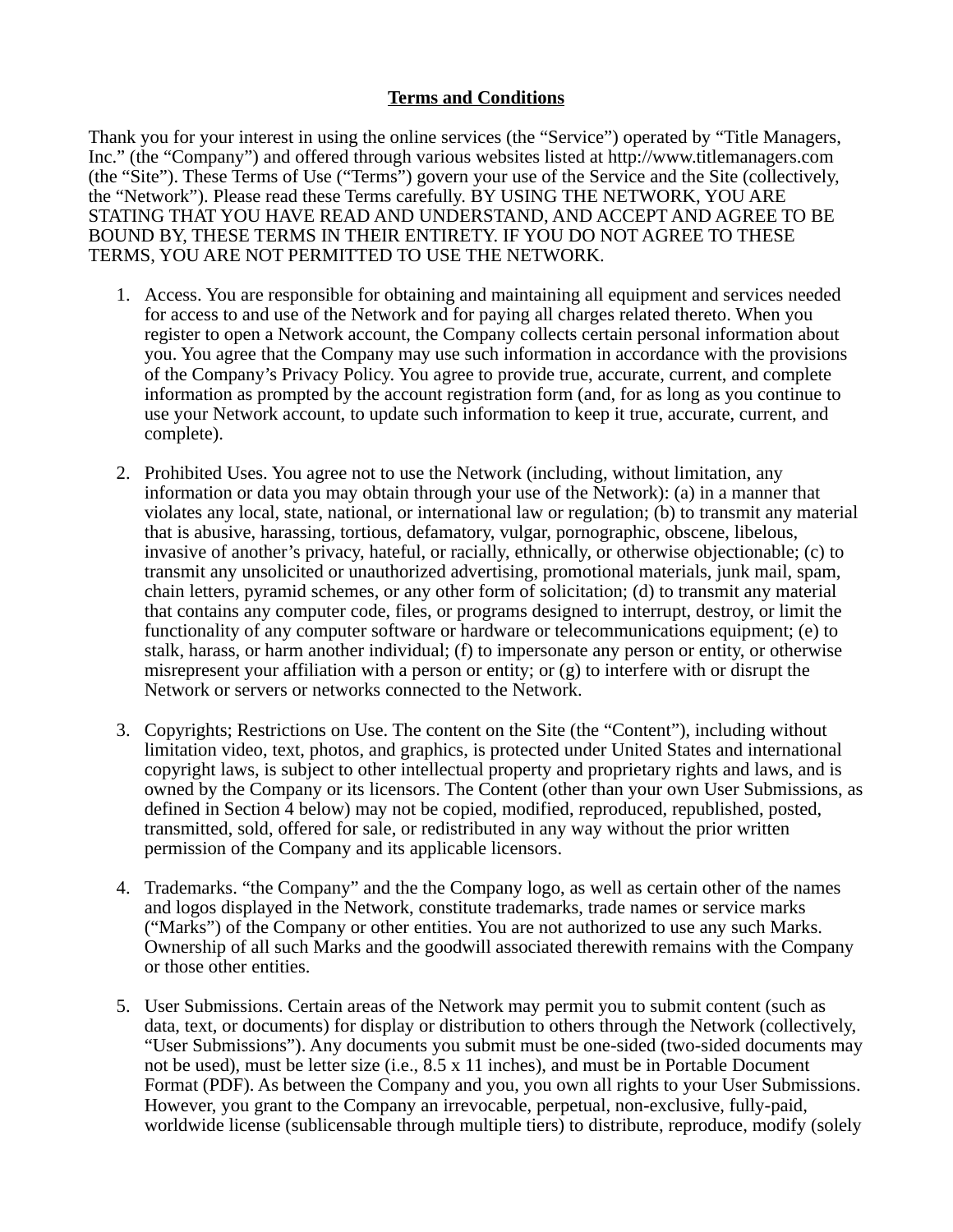# **Terms and Conditions**

Thank you for your interest in using the online services (the "Service") operated by "Title Managers, Inc." (the "Company") and offered through various websites listed at http://www.titlemanagers.com (the "Site"). These Terms of Use ("Terms") govern your use of the Service and the Site (collectively, the "Network"). Please read these Terms carefully. BY USING THE NETWORK, YOU ARE STATING THAT YOU HAVE READ AND UNDERSTAND, AND ACCEPT AND AGREE TO BE BOUND BY, THESE TERMS IN THEIR ENTIRETY. IF YOU DO NOT AGREE TO THESE TERMS, YOU ARE NOT PERMITTED TO USE THE NETWORK.

1. Access. You are responsible for obtaining and maintaining all equipment and services needed for access to and use of the Network and for paying all charges related thereto. When you register to open a Network account, the Company collects certain personal information about you. You agree that the Company may use such information in accordance with the provisions of the Company's Privacy Policy. You agree to provide true, accurate, current, and complete information as prompted by the account registration form (and, for as long as you continue to use your Network account, to update such information to keep it true, accurate, current, and complete).

2. Prohibited Uses. You agree not to use the Network (including, without limitation, any information or data you may obtain through your use of the Network): (a) in a manner that violates any local, state, national, or international law or regulation; (b) to transmit any material that is abusive, harassing, tortious, defamatory, vulgar, pornographic, obscene, libelous, invasive of another's privacy, hateful, or racially, ethnically, or otherwise objectionable; (c) to transmit any unsolicited or unauthorized advertising, promotional materials, junk mail, spam, chain letters, pyramid schemes, or any other form of solicitation; (d) to transmit any material that contains any computer code, files, or programs designed to interrupt, destroy, or limit the functionality of any computer software or hardware or telecommunications equipment; (e) to stalk, harass, or harm another individual; (f) to impersonate any person or entity, or otherwise misrepresent your affiliation with a person or entity; or (g) to interfere with or disrupt the Network or servers or networks connected to the Network.

3. Copyrights; Restrictions on Use. The content on the Site (the "Content"), including without limitation video, text, photos, and graphics, is protected under United States and international copyright laws, is subject to other intellectual property and proprietary rights and laws, and is owned by the Company or its licensors. The Content (other than your own User Submissions, as defined in Section 4 below) may not be copied, modified, reproduced, republished, posted, transmitted, sold, offered for sale, or redistributed in any way without the prior written permission of the Company and its applicable licensors.

4. Trademarks. "the Company" and the the Company logo, as well as certain other of the names and logos displayed in the Network, constitute trademarks, trade names or service marks ("Marks") of the Company or other entities. You are not authorized to use any such Marks. Ownership of all such Marks and the goodwill associated therewith remains with the Company or those other entities.

5. User Submissions. Certain areas of the Network may permit you to submit content (such as data, text, or documents) for display or distribution to others through the Network (collectively, "User Submissions"). Any documents you submit must be one-sided (two-sided documents may not be used), must be letter size (i.e., 8.5 x 11 inches), and must be in Portable Document Format (PDF). As between the Company and you, you own all rights to your User Submissions. However, you grant to the Company an irrevocable, perpetual, non-exclusive, fully-paid, worldwide license (sublicensable through multiple tiers) to distribute, reproduce, modify (solely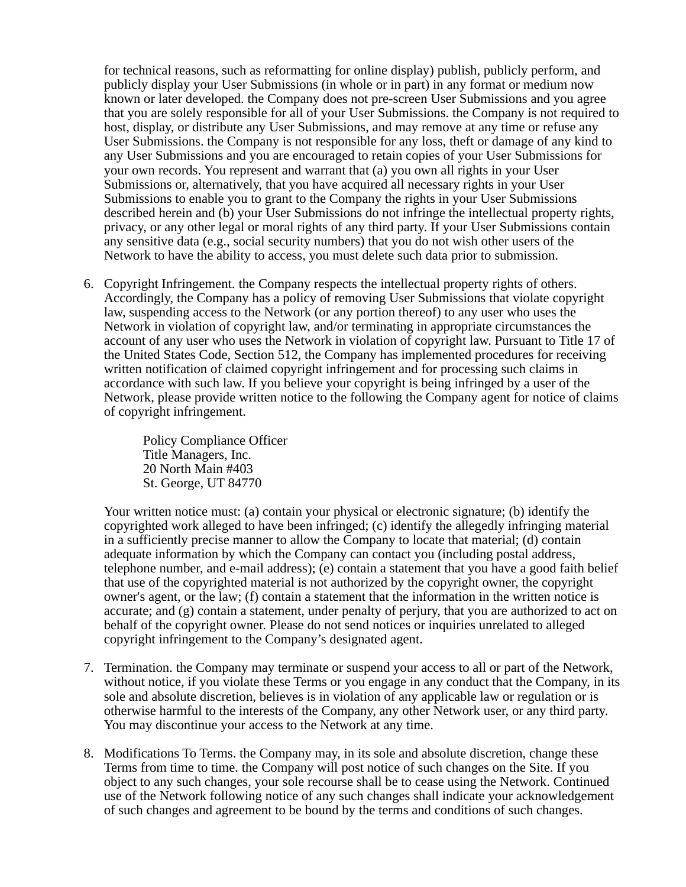for technical reasons, such as reformatting for online display) publish, publicly perform, and publicly display your User Submissions (in whole or in part) in any format or medium now known or later developed. the Company does not pre-screen User Submissions and you agree that you are solely responsible for all of your User Submissions. the Company is not required to host, display, or distribute any User Submissions, and may remove at any time or refuse any User Submissions. the Company is not responsible for any loss, theft or damage of any kind to any User Submissions and you are encouraged to retain copies of your User Submissions for your own records. You represent and warrant that (a) you own all rights in your User Submissions or, alternatively, that you have acquired all necessary rights in your User Submissions to enable you to grant to the Company the rights in your User Submissions described herein and (b) your User Submissions do not infringe the intellectual property rights, privacy, or any other legal or moral rights of any third party. If your User Submissions contain any sensitive data (e.g., social security numbers) that you do not wish other users of the Network to have the ability to access, you must delete such data prior to submission.

6. Copyright Infringement. the Company respects the intellectual property rights of others. Accordingly, the Company has a policy of removing User Submissions that violate copyright law, suspending access to the Network (or any portion thereof) to any user who uses the Network in violation of copyright law, and/or terminating in appropriate circumstances the account of any user who uses the Network in violation of copyright law. Pursuant to Title 17 of the United States Code, Section 512, the Company has implemented procedures for receiving written notification of claimed copyright infringement and for processing such claims in accordance with such law. If you believe your copyright is being infringed by a user of the Network, please provide written notice to the following the Company agent for notice of claims of copyright infringement.

   Policy Compliance Officer
   Title Managers, Inc.
   20 North Main #403
   St. George, UT 84770

   Your written notice must: (a) contain your physical or electronic signature; (b) identify the copyrighted work alleged to have been infringed; (c) identify the allegedly infringing material in a sufficiently precise manner to allow the Company to locate that material; (d) contain adequate information by which the Company can contact you (including postal address, telephone number, and e-mail address); (e) contain a statement that you have a good faith belief that use of the copyrighted material is not authorized by the copyright owner, the copyright owner's agent, or the law; (f) contain a statement that the information in the written notice is accurate; and (g) contain a statement, under penalty of perjury, that you are authorized to act on behalf of the copyright owner. Please do not send notices or inquiries unrelated to alleged copyright infringement to the Company's designated agent.

7. Termination. the Company may terminate or suspend your access to all or part of the Network, without notice, if you violate these Terms or you engage in any conduct that the Company, in its sole and absolute discretion, believes is in violation of any applicable law or regulation or is otherwise harmful to the interests of the Company, any other Network user, or any third party. You may discontinue your access to the Network at any time.

8. Modifications To Terms. the Company may, in its sole and absolute discretion, change these Terms from time to time. the Company will post notice of such changes on the Site. If you object to any such changes, your sole recourse shall be to cease using the Network. Continued use of the Network following notice of any such changes shall indicate your acknowledgement of such changes and agreement to be bound by the terms and conditions of such changes.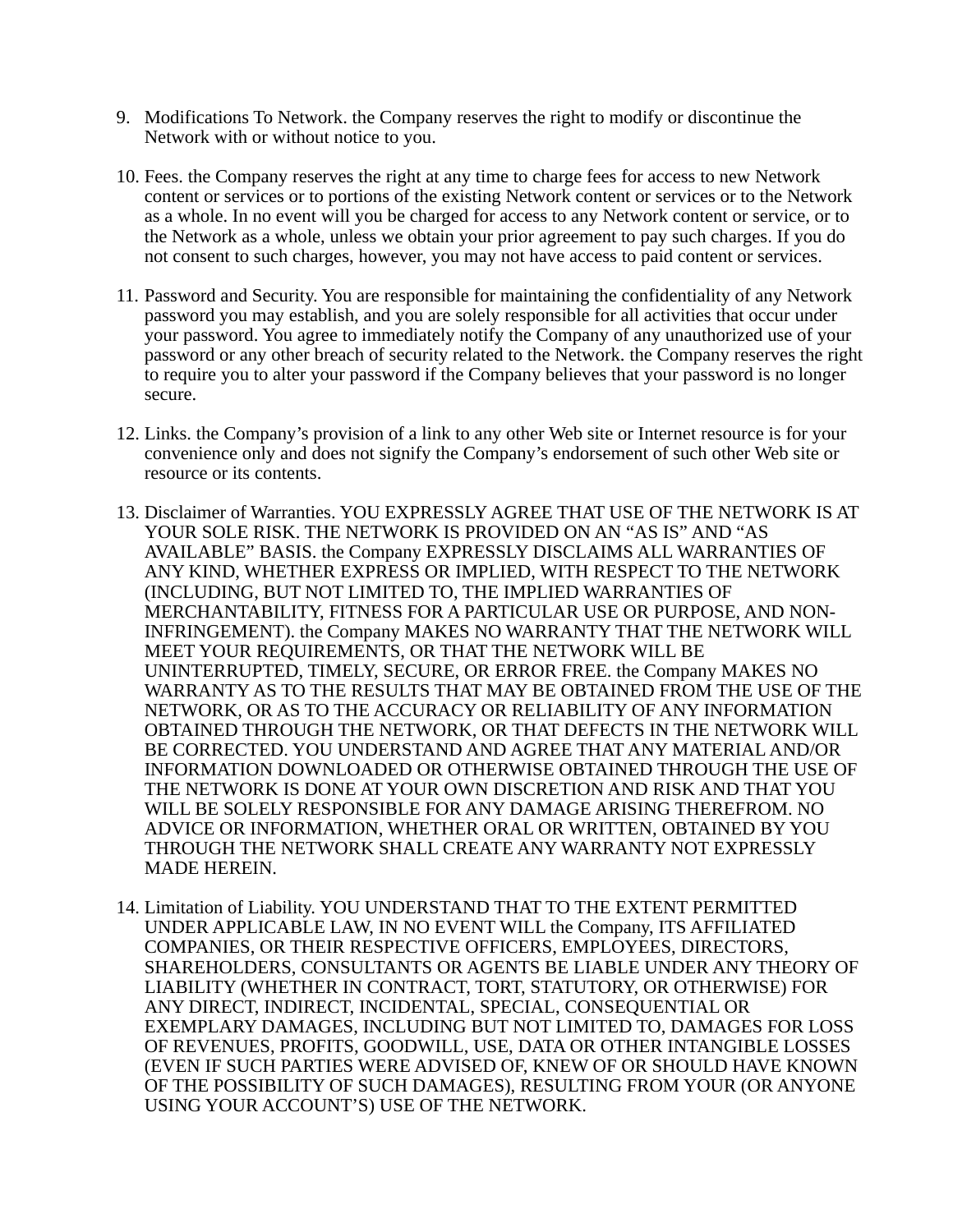9. Modifications To Network. the Company reserves the right to modify or discontinue the Network with or without notice to you.

10. Fees. the Company reserves the right at any time to charge fees for access to new Network content or services or to portions of the existing Network content or services or to the Network as a whole. In no event will you be charged for access to any Network content or service, or to the Network as a whole, unless we obtain your prior agreement to pay such charges. If you do not consent to such charges, however, you may not have access to paid content or services.

11. Password and Security. You are responsible for maintaining the confidentiality of any Network password you may establish, and you are solely responsible for all activities that occur under your password. You agree to immediately notify the Company of any unauthorized use of your password or any other breach of security related to the Network. the Company reserves the right to require you to alter your password if the Company believes that your password is no longer secure.

12. Links. the Company's provision of a link to any other Web site or Internet resource is for your convenience only and does not signify the Company's endorsement of such other Web site or resource or its contents.

13. Disclaimer of Warranties. YOU EXPRESSLY AGREE THAT USE OF THE NETWORK IS AT YOUR SOLE RISK. THE NETWORK IS PROVIDED ON AN "AS IS" AND "AS AVAILABLE" BASIS. the Company EXPRESSLY DISCLAIMS ALL WARRANTIES OF ANY KIND, WHETHER EXPRESS OR IMPLIED, WITH RESPECT TO THE NETWORK (INCLUDING, BUT NOT LIMITED TO, THE IMPLIED WARRANTIES OF MERCHANTABILITY, FITNESS FOR A PARTICULAR USE OR PURPOSE, AND NON-INFRINGEMENT). the Company MAKES NO WARRANTY THAT THE NETWORK WILL MEET YOUR REQUIREMENTS, OR THAT THE NETWORK WILL BE UNINTERRUPTED, TIMELY, SECURE, OR ERROR FREE. the Company MAKES NO WARRANTY AS TO THE RESULTS THAT MAY BE OBTAINED FROM THE USE OF THE NETWORK, OR AS TO THE ACCURACY OR RELIABILITY OF ANY INFORMATION OBTAINED THROUGH THE NETWORK, OR THAT DEFECTS IN THE NETWORK WILL BE CORRECTED. YOU UNDERSTAND AND AGREE THAT ANY MATERIAL AND/OR INFORMATION DOWNLOADED OR OTHERWISE OBTAINED THROUGH THE USE OF THE NETWORK IS DONE AT YOUR OWN DISCRETION AND RISK AND THAT YOU WILL BE SOLELY RESPONSIBLE FOR ANY DAMAGE ARISING THEREFROM. NO ADVICE OR INFORMATION, WHETHER ORAL OR WRITTEN, OBTAINED BY YOU THROUGH THE NETWORK SHALL CREATE ANY WARRANTY NOT EXPRESSLY MADE HEREIN.

14. Limitation of Liability. YOU UNDERSTAND THAT TO THE EXTENT PERMITTED UNDER APPLICABLE LAW, IN NO EVENT WILL the Company, ITS AFFILIATED COMPANIES, OR THEIR RESPECTIVE OFFICERS, EMPLOYEES, DIRECTORS, SHAREHOLDERS, CONSULTANTS OR AGENTS BE LIABLE UNDER ANY THEORY OF LIABILITY (WHETHER IN CONTRACT, TORT, STATUTORY, OR OTHERWISE) FOR ANY DIRECT, INDIRECT, INCIDENTAL, SPECIAL, CONSEQUENTIAL OR EXEMPLARY DAMAGES, INCLUDING BUT NOT LIMITED TO, DAMAGES FOR LOSS OF REVENUES, PROFITS, GOODWILL, USE, DATA OR OTHER INTANGIBLE LOSSES (EVEN IF SUCH PARTIES WERE ADVISED OF, KNEW OF OR SHOULD HAVE KNOWN OF THE POSSIBILITY OF SUCH DAMAGES), RESULTING FROM YOUR (OR ANYONE USING YOUR ACCOUNT'S) USE OF THE NETWORK.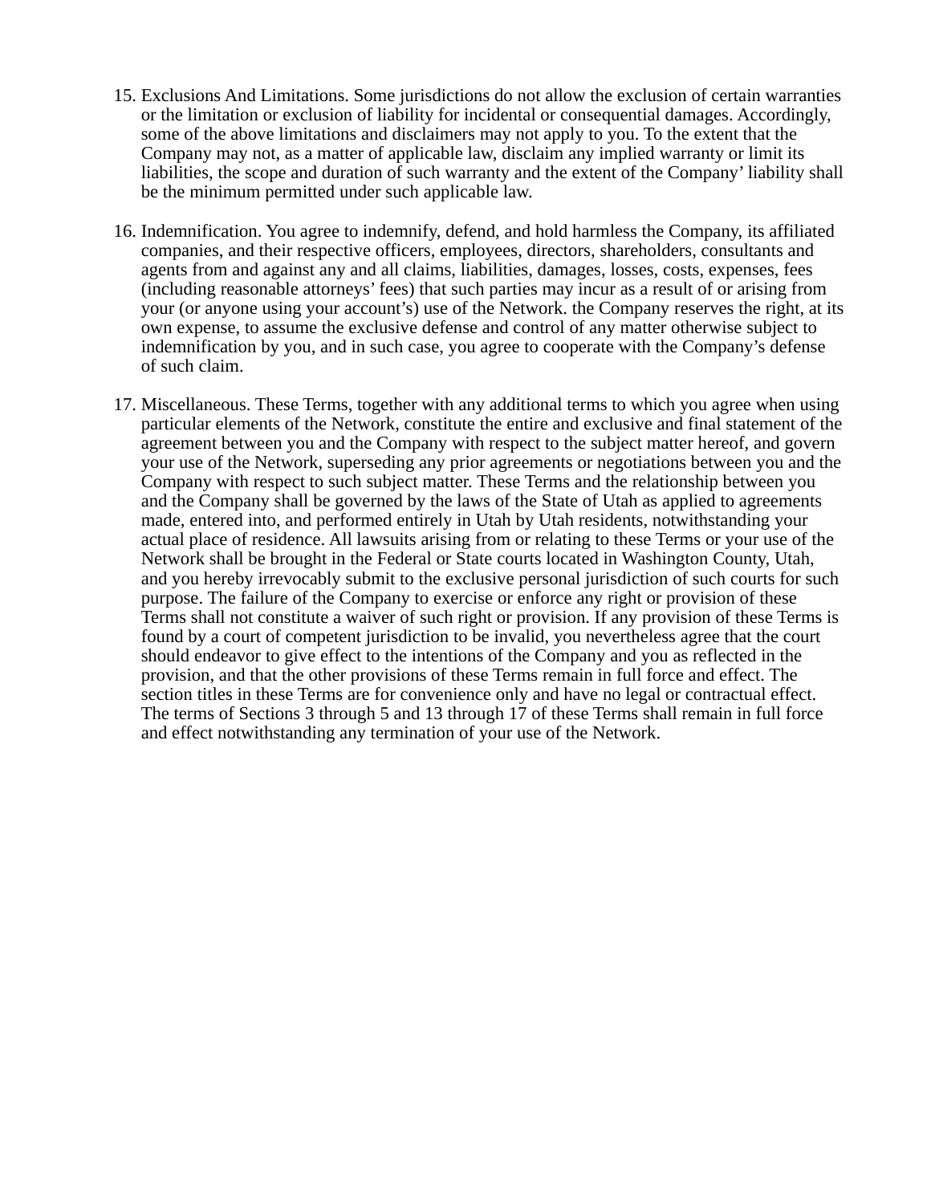15. Exclusions And Limitations. Some jurisdictions do not allow the exclusion of certain warranties or the limitation or exclusion of liability for incidental or consequential damages. Accordingly, some of the above limitations and disclaimers may not apply to you. To the extent that the Company may not, as a matter of applicable law, disclaim any implied warranty or limit its liabilities, the scope and duration of such warranty and the extent of the Company' liability shall be the minimum permitted under such applicable law.

16. Indemnification. You agree to indemnify, defend, and hold harmless the Company, its affiliated companies, and their respective officers, employees, directors, shareholders, consultants and agents from and against any and all claims, liabilities, damages, losses, costs, expenses, fees (including reasonable attorneys' fees) that such parties may incur as a result of or arising from your (or anyone using your account's) use of the Network. the Company reserves the right, at its own expense, to assume the exclusive defense and control of any matter otherwise subject to indemnification by you, and in such case, you agree to cooperate with the Company's defense of such claim.

17. Miscellaneous. These Terms, together with any additional terms to which you agree when using particular elements of the Network, constitute the entire and exclusive and final statement of the agreement between you and the Company with respect to the subject matter hereof, and govern your use of the Network, superseding any prior agreements or negotiations between you and the Company with respect to such subject matter. These Terms and the relationship between you and the Company shall be governed by the laws of the State of Utah as applied to agreements made, entered into, and performed entirely in Utah by Utah residents, notwithstanding your actual place of residence. All lawsuits arising from or relating to these Terms or your use of the Network shall be brought in the Federal or State courts located in Washington County, Utah, and you hereby irrevocably submit to the exclusive personal jurisdiction of such courts for such purpose. The failure of the Company to exercise or enforce any right or provision of these Terms shall not constitute a waiver of such right or provision. If any provision of these Terms is found by a court of competent jurisdiction to be invalid, you nevertheless agree that the court should endeavor to give effect to the intentions of the Company and you as reflected in the provision, and that the other provisions of these Terms remain in full force and effect. The section titles in these Terms are for convenience only and have no legal or contractual effect. The terms of Sections 3 through 5 and 13 through 17 of these Terms shall remain in full force and effect notwithstanding any termination of your use of the Network.